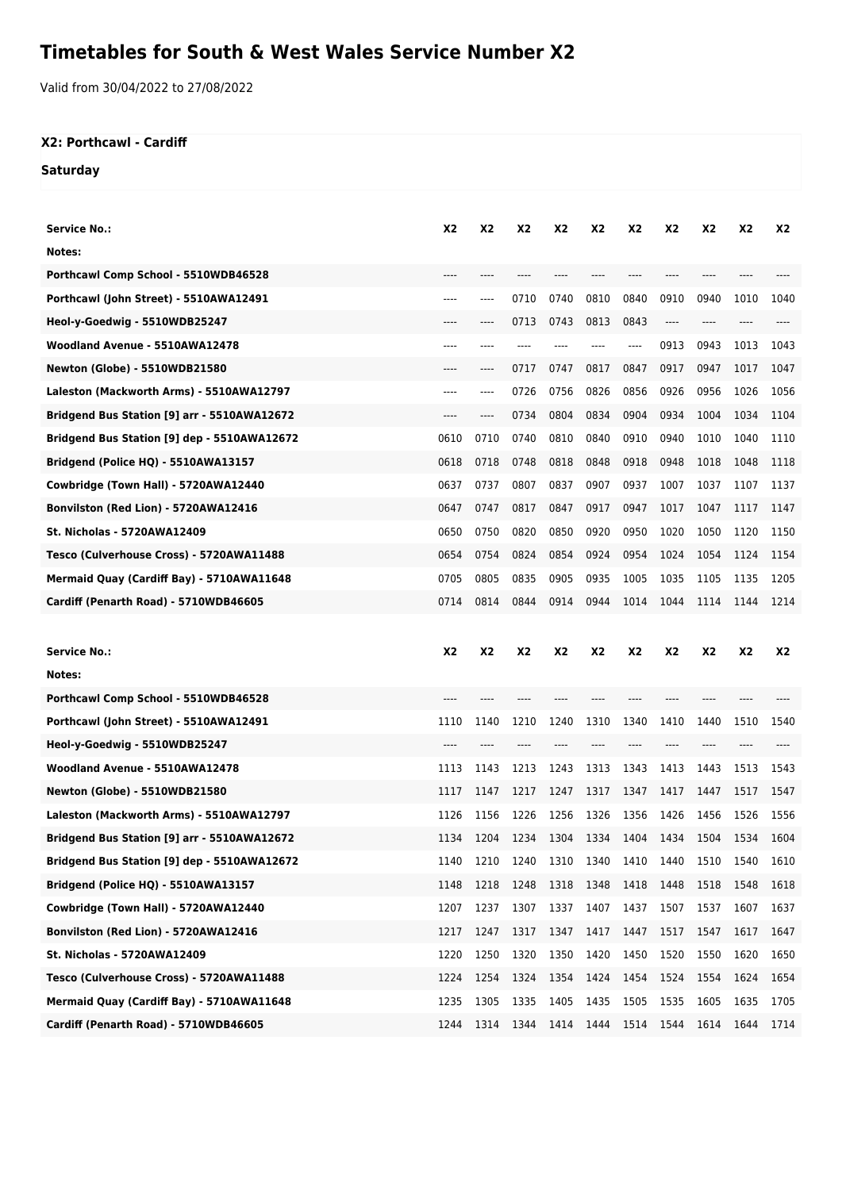# Timetables for South & West Wales Service Number X2

Valid from 30/04/2022 to 27/08/2022

### X2: Porthcawl - Cardiff

### Saturday

| Service No.: | X2 | X2 | X2 | X2 | X2 | X2 | X2 | X2 | X2 | X2 |
|---|---|---|---|---|---|---|---|---|---|---|
| Notes: | | | | | | | | | | |
| Porthcawl Comp School - 5510WDB46528 | ---- | ---- | ---- | ---- | ---- | ---- | ---- | ---- | ---- | ---- |
| Porthcawl (John Street) - 5510AWA12491 | ---- | ---- | 0710 | 0740 | 0810 | 0840 | 0910 | 0940 | 1010 | 1040 |
| Heol-y-Goedwig - 5510WDB25247 | ---- | ---- | 0713 | 0743 | 0813 | 0843 | ---- | ---- | ---- | ---- |
| Woodland Avenue - 5510AWA12478 | ---- | ---- | ---- | ---- | ---- | ---- | 0913 | 0943 | 1013 | 1043 |
| Newton (Globe) - 5510WDB21580 | ---- | ---- | 0717 | 0747 | 0817 | 0847 | 0917 | 0947 | 1017 | 1047 |
| Laleston (Mackworth Arms) - 5510AWA12797 | ---- | ---- | 0726 | 0756 | 0826 | 0856 | 0926 | 0956 | 1026 | 1056 |
| Bridgend Bus Station [9] arr - 5510AWA12672 | ---- | ---- | 0734 | 0804 | 0834 | 0904 | 0934 | 1004 | 1034 | 1104 |
| Bridgend Bus Station [9] dep - 5510AWA12672 | 0610 | 0710 | 0740 | 0810 | 0840 | 0910 | 0940 | 1010 | 1040 | 1110 |
| Bridgend (Police HQ) - 5510AWA13157 | 0618 | 0718 | 0748 | 0818 | 0848 | 0918 | 0948 | 1018 | 1048 | 1118 |
| Cowbridge (Town Hall) - 5720AWA12440 | 0637 | 0737 | 0807 | 0837 | 0907 | 0937 | 1007 | 1037 | 1107 | 1137 |
| Bonvilston (Red Lion) - 5720AWA12416 | 0647 | 0747 | 0817 | 0847 | 0917 | 0947 | 1017 | 1047 | 1117 | 1147 |
| St. Nicholas - 5720AWA12409 | 0650 | 0750 | 0820 | 0850 | 0920 | 0950 | 1020 | 1050 | 1120 | 1150 |
| Tesco (Culverhouse Cross) - 5720AWA11488 | 0654 | 0754 | 0824 | 0854 | 0924 | 0954 | 1024 | 1054 | 1124 | 1154 |
| Mermaid Quay (Cardiff Bay) - 5710AWA11648 | 0705 | 0805 | 0835 | 0905 | 0935 | 1005 | 1035 | 1105 | 1135 | 1205 |
| Cardiff (Penarth Road) - 5710WDB46605 | 0714 | 0814 | 0844 | 0914 | 0944 | 1014 | 1044 | 1114 | 1144 | 1214 |

| Service No.: | X2 | X2 | X2 | X2 | X2 | X2 | X2 | X2 | X2 | X2 |
|---|---|---|---|---|---|---|---|---|---|---|
| Notes: | | | | | | | | | | |
| Porthcawl Comp School - 5510WDB46528 | ---- | ---- | ---- | ---- | ---- | ---- | ---- | ---- | ---- | ---- |
| Porthcawl (John Street) - 5510AWA12491 | 1110 | 1140 | 1210 | 1240 | 1310 | 1340 | 1410 | 1440 | 1510 | 1540 |
| Heol-y-Goedwig - 5510WDB25247 | ---- | ---- | ---- | ---- | ---- | ---- | ---- | ---- | ---- | ---- |
| Woodland Avenue - 5510AWA12478 | 1113 | 1143 | 1213 | 1243 | 1313 | 1343 | 1413 | 1443 | 1513 | 1543 |
| Newton (Globe) - 5510WDB21580 | 1117 | 1147 | 1217 | 1247 | 1317 | 1347 | 1417 | 1447 | 1517 | 1547 |
| Laleston (Mackworth Arms) - 5510AWA12797 | 1126 | 1156 | 1226 | 1256 | 1326 | 1356 | 1426 | 1456 | 1526 | 1556 |
| Bridgend Bus Station [9] arr - 5510AWA12672 | 1134 | 1204 | 1234 | 1304 | 1334 | 1404 | 1434 | 1504 | 1534 | 1604 |
| Bridgend Bus Station [9] dep - 5510AWA12672 | 1140 | 1210 | 1240 | 1310 | 1340 | 1410 | 1440 | 1510 | 1540 | 1610 |
| Bridgend (Police HQ) - 5510AWA13157 | 1148 | 1218 | 1248 | 1318 | 1348 | 1418 | 1448 | 1518 | 1548 | 1618 |
| Cowbridge (Town Hall) - 5720AWA12440 | 1207 | 1237 | 1307 | 1337 | 1407 | 1437 | 1507 | 1537 | 1607 | 1637 |
| Bonvilston (Red Lion) - 5720AWA12416 | 1217 | 1247 | 1317 | 1347 | 1417 | 1447 | 1517 | 1547 | 1617 | 1647 |
| St. Nicholas - 5720AWA12409 | 1220 | 1250 | 1320 | 1350 | 1420 | 1450 | 1520 | 1550 | 1620 | 1650 |
| Tesco (Culverhouse Cross) - 5720AWA11488 | 1224 | 1254 | 1324 | 1354 | 1424 | 1454 | 1524 | 1554 | 1624 | 1654 |
| Mermaid Quay (Cardiff Bay) - 5710AWA11648 | 1235 | 1305 | 1335 | 1405 | 1435 | 1505 | 1535 | 1605 | 1635 | 1705 |
| Cardiff (Penarth Road) - 5710WDB46605 | 1244 | 1314 | 1344 | 1414 | 1444 | 1514 | 1544 | 1614 | 1644 | 1714 |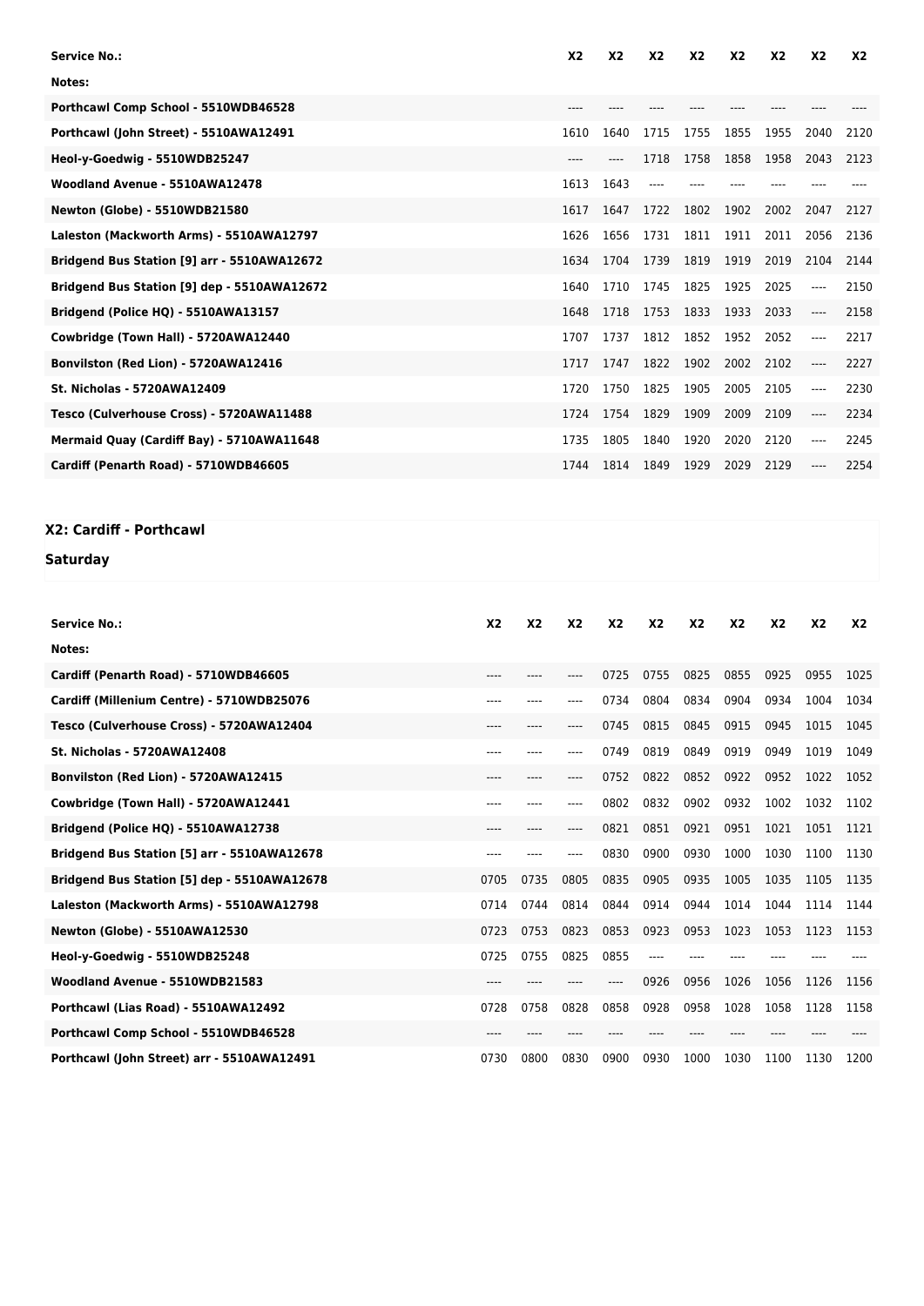| Service No.: | X2 | X2 | X2 | X2 | X2 | X2 | X2 | X2 |
|---|---|---|---|---|---|---|---|---|
| Notes: | | | | | | | | |
| Porthcawl Comp School - 5510WDB46528 | ---- | ---- | ---- | ---- | ---- | ---- | ---- | ---- |
| Porthcawl (John Street) - 5510AWA12491 | 1610 | 1640 | 1715 | 1755 | 1855 | 1955 | 2040 | 2120 |
| Heol-y-Goedwig - 5510WDB25247 | ---- | ---- | 1718 | 1758 | 1858 | 1958 | 2043 | 2123 |
| Woodland Avenue - 5510AWA12478 | 1613 | 1643 | ---- | ---- | ---- | ---- | ---- | ---- |
| Newton (Globe) - 5510WDB21580 | 1617 | 1647 | 1722 | 1802 | 1902 | 2002 | 2047 | 2127 |
| Laleston (Mackworth Arms) - 5510AWA12797 | 1626 | 1656 | 1731 | 1811 | 1911 | 2011 | 2056 | 2136 |
| Bridgend Bus Station [9] arr - 5510AWA12672 | 1634 | 1704 | 1739 | 1819 | 1919 | 2019 | 2104 | 2144 |
| Bridgend Bus Station [9] dep - 5510AWA12672 | 1640 | 1710 | 1745 | 1825 | 1925 | 2025 | ---- | 2150 |
| Bridgend (Police HQ) - 5510AWA13157 | 1648 | 1718 | 1753 | 1833 | 1933 | 2033 | ---- | 2158 |
| Cowbridge (Town Hall) - 5720AWA12440 | 1707 | 1737 | 1812 | 1852 | 1952 | 2052 | ---- | 2217 |
| Bonvilston (Red Lion) - 5720AWA12416 | 1717 | 1747 | 1822 | 1902 | 2002 | 2102 | ---- | 2227 |
| St. Nicholas - 5720AWA12409 | 1720 | 1750 | 1825 | 1905 | 2005 | 2105 | ---- | 2230 |
| Tesco (Culverhouse Cross) - 5720AWA11488 | 1724 | 1754 | 1829 | 1909 | 2009 | 2109 | ---- | 2234 |
| Mermaid Quay (Cardiff Bay) - 5710AWA11648 | 1735 | 1805 | 1840 | 1920 | 2020 | 2120 | ---- | 2245 |
| Cardiff (Penarth Road) - 5710WDB46605 | 1744 | 1814 | 1849 | 1929 | 2029 | 2129 | ---- | 2254 |

## X2: Cardiff - Porthcawl

### Saturday

| Service No.: | X2 | X2 | X2 | X2 | X2 | X2 | X2 | X2 | X2 | X2 |
|---|---|---|---|---|---|---|---|---|---|---|
| Notes: | | | | | | | | | | |
| Cardiff (Penarth Road) - 5710WDB46605 | ---- | ---- | ---- | 0725 | 0755 | 0825 | 0855 | 0925 | 0955 | 1025 |
| Cardiff (Millenium Centre) - 5710WDB25076 | ---- | ---- | ---- | 0734 | 0804 | 0834 | 0904 | 0934 | 1004 | 1034 |
| Tesco (Culverhouse Cross) - 5720AWA12404 | ---- | ---- | ---- | 0745 | 0815 | 0845 | 0915 | 0945 | 1015 | 1045 |
| St. Nicholas - 5720AWA12408 | ---- | ---- | ---- | 0749 | 0819 | 0849 | 0919 | 0949 | 1019 | 1049 |
| Bonvilston (Red Lion) - 5720AWA12415 | ---- | ---- | ---- | 0752 | 0822 | 0852 | 0922 | 0952 | 1022 | 1052 |
| Cowbridge (Town Hall) - 5720AWA12441 | ---- | ---- | ---- | 0802 | 0832 | 0902 | 0932 | 1002 | 1032 | 1102 |
| Bridgend (Police HQ) - 5510AWA12738 | ---- | ---- | ---- | 0821 | 0851 | 0921 | 0951 | 1021 | 1051 | 1121 |
| Bridgend Bus Station [5] arr - 5510AWA12678 | ---- | ---- | ---- | 0830 | 0900 | 0930 | 1000 | 1030 | 1100 | 1130 |
| Bridgend Bus Station [5] dep - 5510AWA12678 | 0705 | 0735 | 0805 | 0835 | 0905 | 0935 | 1005 | 1035 | 1105 | 1135 |
| Laleston (Mackworth Arms) - 5510AWA12798 | 0714 | 0744 | 0814 | 0844 | 0914 | 0944 | 1014 | 1044 | 1114 | 1144 |
| Newton (Globe) - 5510AWA12530 | 0723 | 0753 | 0823 | 0853 | 0923 | 0953 | 1023 | 1053 | 1123 | 1153 |
| Heol-y-Goedwig - 5510WDB25248 | 0725 | 0755 | 0825 | 0855 | ---- | ---- | ---- | ---- | ---- | ---- |
| Woodland Avenue - 5510WDB21583 | ---- | ---- | ---- | ---- | 0926 | 0956 | 1026 | 1056 | 1126 | 1156 |
| Porthcawl (Lias Road) - 5510AWA12492 | 0728 | 0758 | 0828 | 0858 | 0928 | 0958 | 1028 | 1058 | 1128 | 1158 |
| Porthcawl Comp School - 5510WDB46528 | ---- | ---- | ---- | ---- | ---- | ---- | ---- | ---- | ---- | ---- |
| Porthcawl (John Street) arr - 5510AWA12491 | 0730 | 0800 | 0830 | 0900 | 0930 | 1000 | 1030 | 1100 | 1130 | 1200 |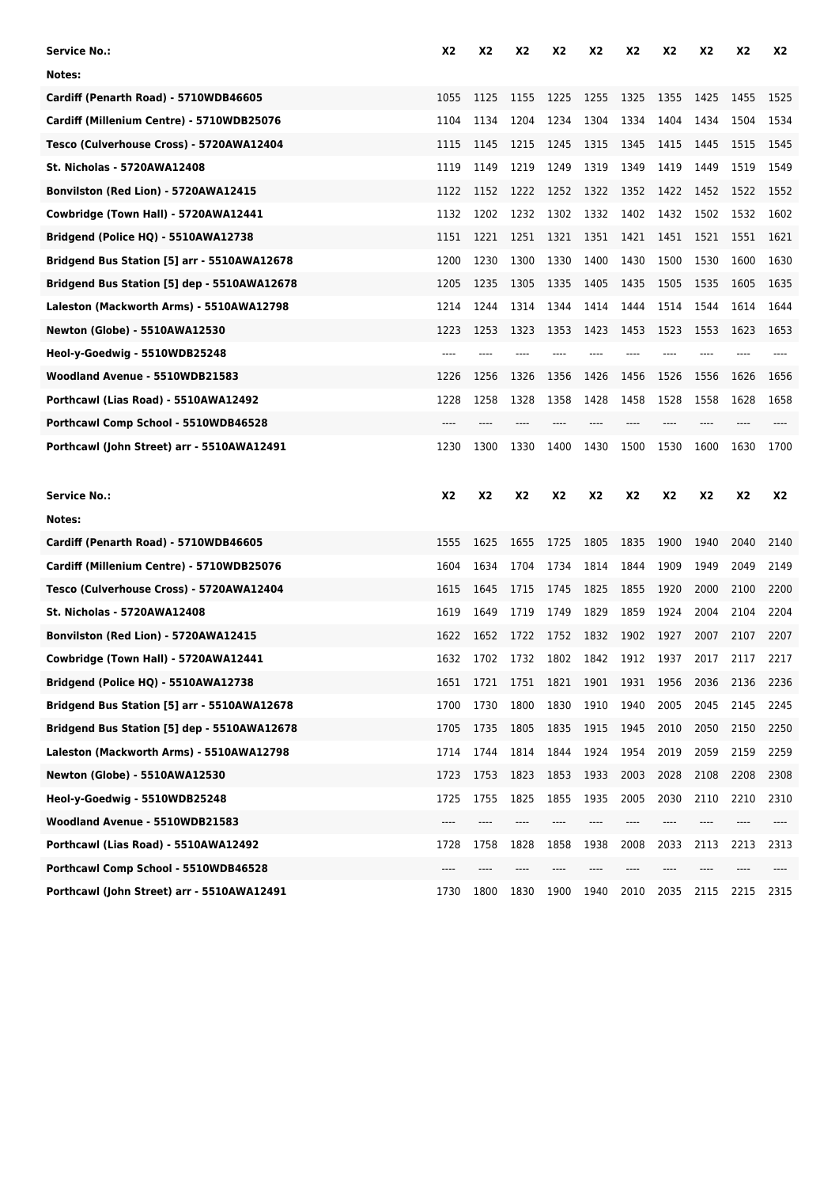| Service No.: | X2 | X2 | X2 | X2 | X2 | X2 | X2 | X2 | X2 | X2 |
| --- | --- | --- | --- | --- | --- | --- | --- | --- | --- | --- |
| Notes: | | | | | | | | | | |
| Cardiff (Penarth Road) - 5710WDB46605 | 1055 | 1125 | 1155 | 1225 | 1255 | 1325 | 1355 | 1425 | 1455 | 1525 |
| Cardiff (Millenium Centre) - 5710WDB25076 | 1104 | 1134 | 1204 | 1234 | 1304 | 1334 | 1404 | 1434 | 1504 | 1534 |
| Tesco (Culverhouse Cross) - 5720AWA12404 | 1115 | 1145 | 1215 | 1245 | 1315 | 1345 | 1415 | 1445 | 1515 | 1545 |
| St. Nicholas - 5720AWA12408 | 1119 | 1149 | 1219 | 1249 | 1319 | 1349 | 1419 | 1449 | 1519 | 1549 |
| Bonvilston (Red Lion) - 5720AWA12415 | 1122 | 1152 | 1222 | 1252 | 1322 | 1352 | 1422 | 1452 | 1522 | 1552 |
| Cowbridge (Town Hall) - 5720AWA12441 | 1132 | 1202 | 1232 | 1302 | 1332 | 1402 | 1432 | 1502 | 1532 | 1602 |
| Bridgend (Police HQ) - 5510AWA12738 | 1151 | 1221 | 1251 | 1321 | 1351 | 1421 | 1451 | 1521 | 1551 | 1621 |
| Bridgend Bus Station [5] arr - 5510AWA12678 | 1200 | 1230 | 1300 | 1330 | 1400 | 1430 | 1500 | 1530 | 1600 | 1630 |
| Bridgend Bus Station [5] dep - 5510AWA12678 | 1205 | 1235 | 1305 | 1335 | 1405 | 1435 | 1505 | 1535 | 1605 | 1635 |
| Laleston (Mackworth Arms) - 5510AWA12798 | 1214 | 1244 | 1314 | 1344 | 1414 | 1444 | 1514 | 1544 | 1614 | 1644 |
| Newton (Globe) - 5510AWA12530 | 1223 | 1253 | 1323 | 1353 | 1423 | 1453 | 1523 | 1553 | 1623 | 1653 |
| Heol-y-Goedwig - 5510WDB25248 | ---- | ---- | ---- | ---- | ---- | ---- | ---- | ---- | ---- | ---- |
| Woodland Avenue - 5510WDB21583 | 1226 | 1256 | 1326 | 1356 | 1426 | 1456 | 1526 | 1556 | 1626 | 1656 |
| Porthcawl (Lias Road) - 5510AWA12492 | 1228 | 1258 | 1328 | 1358 | 1428 | 1458 | 1528 | 1558 | 1628 | 1658 |
| Porthcawl Comp School - 5510WDB46528 | ---- | ---- | ---- | ---- | ---- | ---- | ---- | ---- | ---- | ---- |
| Porthcawl (John Street) arr - 5510AWA12491 | 1230 | 1300 | 1330 | 1400 | 1430 | 1500 | 1530 | 1600 | 1630 | 1700 |

| Service No.: | X2 | X2 | X2 | X2 | X2 | X2 | X2 | X2 | X2 | X2 |
| --- | --- | --- | --- | --- | --- | --- | --- | --- | --- | --- |
| Notes: | | | | | | | | | | |
| Cardiff (Penarth Road) - 5710WDB46605 | 1555 | 1625 | 1655 | 1725 | 1805 | 1835 | 1900 | 1940 | 2040 | 2140 |
| Cardiff (Millenium Centre) - 5710WDB25076 | 1604 | 1634 | 1704 | 1734 | 1814 | 1844 | 1909 | 1949 | 2049 | 2149 |
| Tesco (Culverhouse Cross) - 5720AWA12404 | 1615 | 1645 | 1715 | 1745 | 1825 | 1855 | 1920 | 2000 | 2100 | 2200 |
| St. Nicholas - 5720AWA12408 | 1619 | 1649 | 1719 | 1749 | 1829 | 1859 | 1924 | 2004 | 2104 | 2204 |
| Bonvilston (Red Lion) - 5720AWA12415 | 1622 | 1652 | 1722 | 1752 | 1832 | 1902 | 1927 | 2007 | 2107 | 2207 |
| Cowbridge (Town Hall) - 5720AWA12441 | 1632 | 1702 | 1732 | 1802 | 1842 | 1912 | 1937 | 2017 | 2117 | 2217 |
| Bridgend (Police HQ) - 5510AWA12738 | 1651 | 1721 | 1751 | 1821 | 1901 | 1931 | 1956 | 2036 | 2136 | 2236 |
| Bridgend Bus Station [5] arr - 5510AWA12678 | 1700 | 1730 | 1800 | 1830 | 1910 | 1940 | 2005 | 2045 | 2145 | 2245 |
| Bridgend Bus Station [5] dep - 5510AWA12678 | 1705 | 1735 | 1805 | 1835 | 1915 | 1945 | 2010 | 2050 | 2150 | 2250 |
| Laleston (Mackworth Arms) - 5510AWA12798 | 1714 | 1744 | 1814 | 1844 | 1924 | 1954 | 2019 | 2059 | 2159 | 2259 |
| Newton (Globe) - 5510AWA12530 | 1723 | 1753 | 1823 | 1853 | 1933 | 2003 | 2028 | 2108 | 2208 | 2308 |
| Heol-y-Goedwig - 5510WDB25248 | 1725 | 1755 | 1825 | 1855 | 1935 | 2005 | 2030 | 2110 | 2210 | 2310 |
| Woodland Avenue - 5510WDB21583 | ---- | ---- | ---- | ---- | ---- | ---- | ---- | ---- | ---- | ---- |
| Porthcawl (Lias Road) - 5510AWA12492 | 1728 | 1758 | 1828 | 1858 | 1938 | 2008 | 2033 | 2113 | 2213 | 2313 |
| Porthcawl Comp School - 5510WDB46528 | ---- | ---- | ---- | ---- | ---- | ---- | ---- | ---- | ---- | ---- |
| Porthcawl (John Street) arr - 5510AWA12491 | 1730 | 1800 | 1830 | 1900 | 1940 | 2010 | 2035 | 2115 | 2215 | 2315 |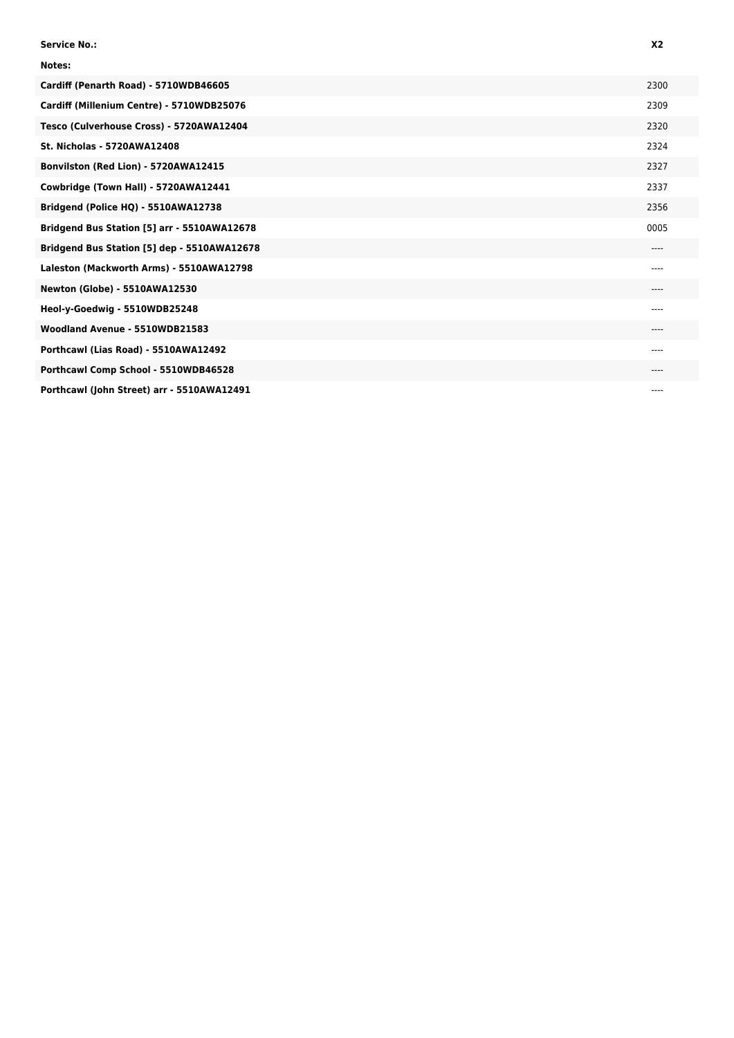| | |
|---|---|
| **Service No.:** | **X2** |
| **Notes:** | |
| **Cardiff (Penarth Road) - 5710WDB46605** | 2300 |
| **Cardiff (Millenium Centre) - 5710WDB25076** | 2309 |
| **Tesco (Culverhouse Cross) - 5720AWA12404** | 2320 |
| **St. Nicholas - 5720AWA12408** | 2324 |
| **Bonvilston (Red Lion) - 5720AWA12415** | 2327 |
| **Cowbridge (Town Hall) - 5720AWA12441** | 2337 |
| **Bridgend (Police HQ) - 5510AWA12738** | 2356 |
| **Bridgend Bus Station [5] arr - 5510AWA12678** | 0005 |
| **Bridgend Bus Station [5] dep - 5510AWA12678** | ---- |
| **Laleston (Mackworth Arms) - 5510AWA12798** | ---- |
| **Newton (Globe) - 5510AWA12530** | ---- |
| **Heol-y-Goedwig - 5510WDB25248** | ---- |
| **Woodland Avenue - 5510WDB21583** | ---- |
| **Porthcawl (Lias Road) - 5510AWA12492** | ---- |
| **Porthcawl Comp School - 5510WDB46528** | ---- |
| **Porthcawl (John Street) arr - 5510AWA12491** | ---- |